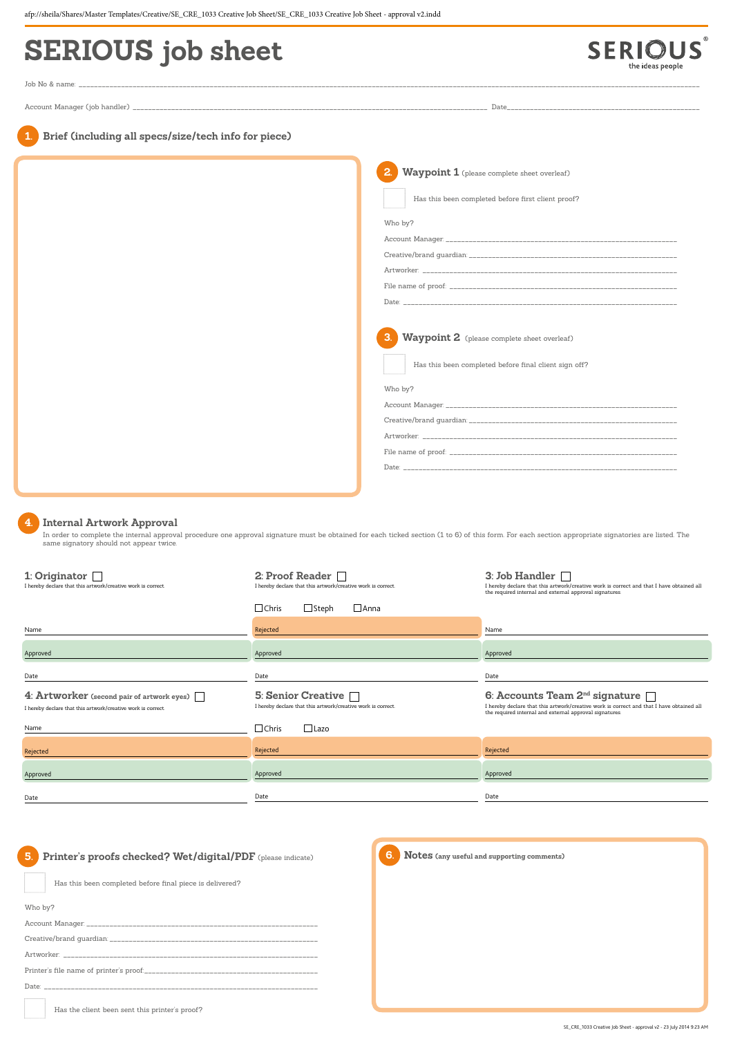afp://sheila/Shares/Master Templates/Creative/SE_CRE_1033 Creative Job Sheet/SE_CRE_1033 Creative Job Sheet - approval v2.indd

# SERIOUS job sheet

SERIOUS the ideas people

Job No & name: ____________________________________________

Account Manager (job handler) ______________________________ Date______________________

## 1. Brief (including all specs/size/tech info for piece)

## 2. Waypoint 1 (please complete sheet overleaf)

☐ Has this been completed before first client proof?

Who by?

Account Manager: ______________________

Creative/brand guardian: ______________________

Artworker: ______________________

File name of proof: ______________________

Date: ______________________

## 3. Waypoint 2 (please complete sheet overleaf)

☐ Has this been completed before final client sign off?

Who by?

Account Manager: ______________________

Creative/brand guardian: ______________________

Artworker: ______________________

File name of proof: ______________________

Date: ______________________

## 4. Internal Artwork Approval

In order to complete the internal approval procedure one approval signature must be obtained for each ticked section (1 to 6) of this form. For each section appropriate signatories are listed. The same signatory should not appear twice.

### 1: Originator ☐

I hereby declare that this artwork/creative work is correct.

Name ______________________

Approved ______________________

Date ______________________

### 2: Proof Reader ☐

I hereby declare that this artwork/creative work is correct.

☐ Chris ☐ Steph ☐ Anna

Rejected ______________________

Approved ______________________

Date ______________________

### 3: Job Handler ☐

I hereby declare that this artwork/creative work is correct and that I have obtained all the required internal and external approval signatures.

Name ______________________

Approved ______________________

Date ______________________

### 4: Artworker (second pair of artwork eyes) ☐

I hereby declare that this artwork/creative work is correct.

Name ______________________

Rejected ______________________

Approved ______________________

Date ______________________

### 5: Senior Creative ☐

I hereby declare that this artwork/creative work is correct.

☐ Chris ☐ Lazo

Rejected ______________________

Approved ______________________

Date ______________________

### 6: Accounts Team 2nd signature ☐

I hereby declare that this artwork/creative work is correct and that I have obtained all the required internal and external approval signatures.

Rejected ______________________

Approved ______________________

Date ______________________

## 5. Printer's proofs checked? Wet/digital/PDF (please indicate)

☐ Has this been completed before final piece is delivered?

Who by?

Account Manager: ______________________

Creative/brand guardian: ______________________

Artworker: ______________________

Printer's file name of printer's proof: ______________________

Date: ______________________

☐ Has the client been sent this printer's proof?

## 6. Notes (any useful and supporting comments)

SE_CRE_1033 Creative Job Sheet - approval v2 - 23 July 2014 9:23 AM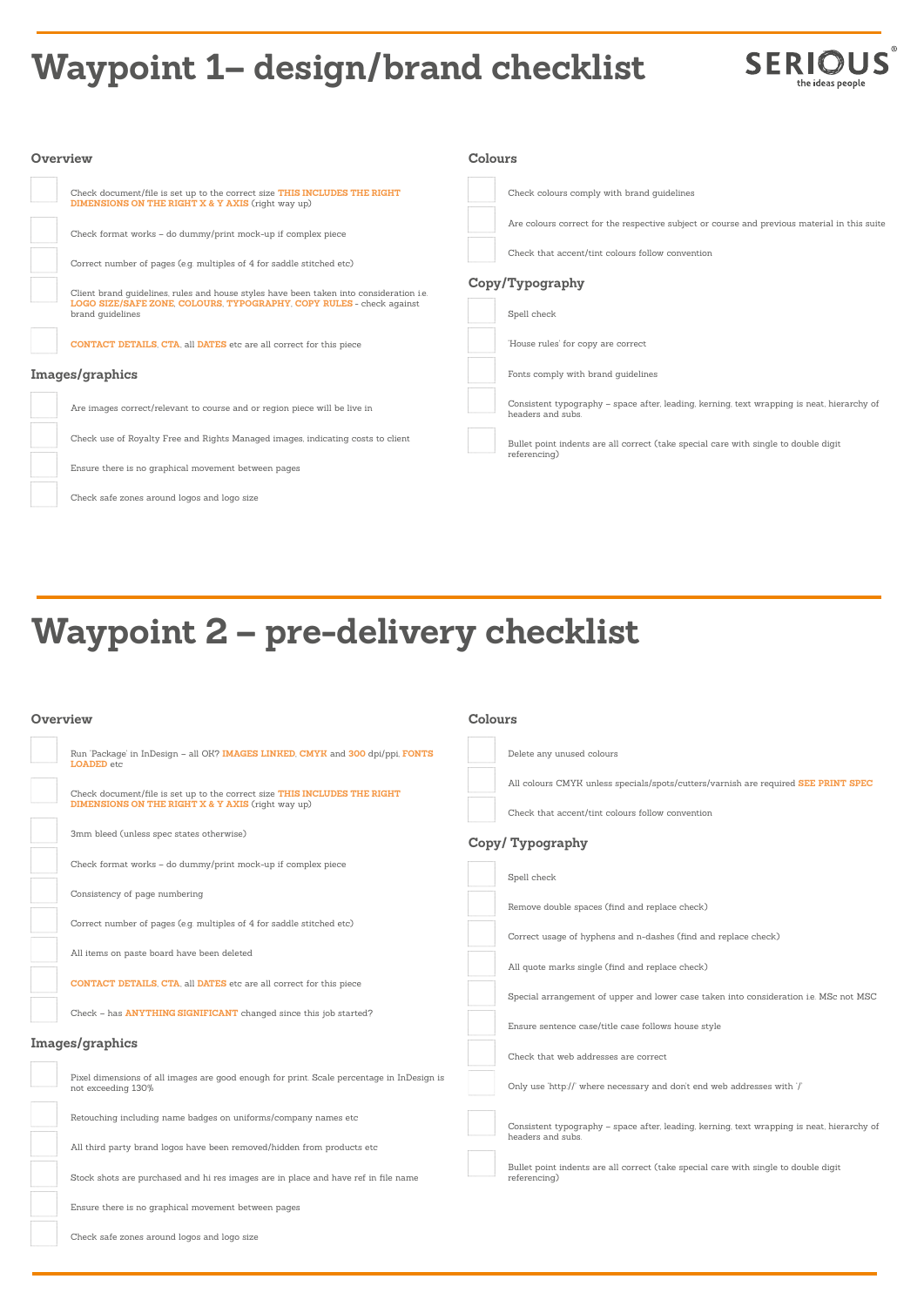# Waypoint 1– design/brand checklist

SERIOUS® the ideas people

## Overview

- [ ] Check document/file is set up to the correct size **THIS INCLUDES THE RIGHT DIMENSIONS ON THE RIGHT X & Y AXIS** (right way up)
- [ ] Check format works – do dummy/print mock-up if complex piece
- [ ] Correct number of pages (e.g. multiples of 4 for saddle stitched etc)
- [ ] Client brand guidelines, rules and house styles have been taken into consideration i.e. **LOGO SIZE/SAFE ZONE, COLOURS, TYPOGRAPHY, COPY RULES** - check against brand guidelines
- [ ] **CONTACT DETAILS, CTA,** all **DATES** etc are all correct for this piece

## Images/graphics

- [ ] Are images correct/relevant to course and or region piece will be live in
- [ ] Check use of Royalty Free and Rights Managed images, indicating costs to client
- [ ] Ensure there is no graphical movement between pages
- [ ] Check safe zones around logos and logo size

## Colours

- [ ] Check colours comply with brand guidelines
- [ ] Are colours correct for the respective subject or course and previous material in this suite
- [ ] Check that accent/tint colours follow convention

## Copy/Typography

- [ ] Spell check
- [ ] 'House rules' for copy are correct
- [ ] Fonts comply with brand guidelines
- [ ] Consistent typography – space after, leading, kerning, text wrapping is neat, hierarchy of headers and subs.
- [ ] Bullet point indents are all correct (take special care with single to double digit referencing)

# Waypoint 2 – pre-delivery checklist

## Overview

- [ ] Run 'Package' in InDesign – all OK? **IMAGES LINKED, CMYK** and **300** dpi/ppi, **FONTS LOADED** etc
- [ ] Check document/file is set up to the correct size **THIS INCLUDES THE RIGHT DIMENSIONS ON THE RIGHT X & Y AXIS** (right way up)
- [ ] 3mm bleed (unless spec states otherwise)
- [ ] Check format works – do dummy/print mock-up if complex piece
- [ ] Consistency of page numbering
- [ ] Correct number of pages (e.g. multiples of 4 for saddle stitched etc)
- [ ] All items on paste board have been deleted
- [ ] **CONTACT DETAILS, CTA,** all **DATES** etc are all correct for this piece
- [ ] Check – has **ANYTHING SIGNIFICANT** changed since this job started?

## Images/graphics

- [ ] Pixel dimensions of all images are good enough for print. Scale percentage in InDesign is not exceeding 130%
- [ ] Retouching including name badges on uniforms/company names etc
- [ ] All third party brand logos have been removed/hidden from products etc
- [ ] Stock shots are purchased and hi res images are in place and have ref in file name
- [ ] Ensure there is no graphical movement between pages
- [ ] Check safe zones around logos and logo size

## Colours

- [ ] Delete any unused colours
- [ ] All colours CMYK unless specials/spots/cutters/varnish are required **SEE PRINT SPEC**
- [ ] Check that accent/tint colours follow convention

## Copy/ Typography

- [ ] Spell check
- [ ] Remove double spaces (find and replace check)
- [ ] Correct usage of hyphens and n-dashes (find and replace check)
- [ ] All quote marks single (find and replace check)
- [ ] Special arrangement of upper and lower case taken into consideration i.e. MSc not MSC
- [ ] Ensure sentence case/title case follows house style
- [ ] Check that web addresses are correct
- [ ] Only use 'http://' where necessary and don't end web addresses with '/'
- [ ] Consistent typography – space after, leading, kerning, text wrapping is neat, hierarchy of headers and subs.
- [ ] Bullet point indents are all correct (take special care with single to double digit referencing)